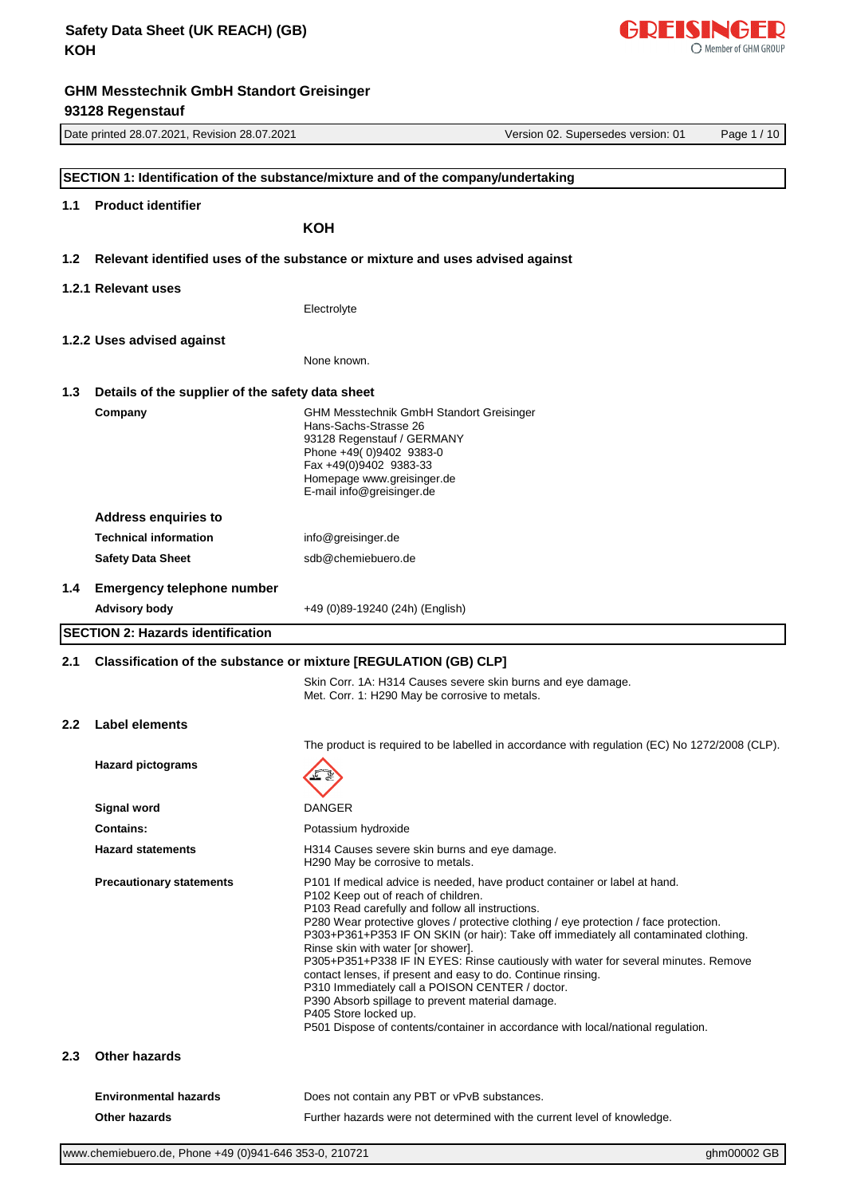# Safety Data Sheet (UK REACH) (GB)
**KOH**

**GHM Messtechnik GmbH Standort Greisinger**
**93128 Regenstauf**

Date printed 28.07.2021, Revision 28.07.2021 | Version 02. Supersedes version: 01

## SECTION 1: Identification of the substance/mixture and of the company/undertaking

### 1.1 Product identifier

**KOH**

### 1.2 Relevant identified uses of the substance or mixture and uses advised against

#### 1.2.1 Relevant uses

Electrolyte

#### 1.2.2 Uses advised against

None known.

### 1.3 Details of the supplier of the safety data sheet

**Company**

GHM Messtechnik GmbH Standort Greisinger
Hans-Sachs-Strasse 26
93128 Regenstauf / GERMANY
Phone +49( 0)9402 9383-0
Fax +49(0)9402 9383-33
Homepage www.greisinger.de
E-mail info@greisinger.de

**Address enquiries to**

| | |
|---|---|
| **Technical information** | info@greisinger.de |
| **Safety Data Sheet** | sdb@chemiebuero.de |

### 1.4 Emergency telephone number

| | |
|---|---|
| **Advisory body** | +49 (0)89-19240 (24h) (English) |

## SECTION 2: Hazards identification

### 2.1 Classification of the substance or mixture [REGULATION (GB) CLP]

Skin Corr. 1A: H314 Causes severe skin burns and eye damage.
Met. Corr. 1: H290 May be corrosive to metals.

### 2.2 Label elements

The product is required to be labelled in accordance with regulation (EC) No 1272/2008 (CLP).

**Hazard pictograms**

**Signal word**: DANGER

**Contains:** Potassium hydroxide

**Hazard statements**

H314 Causes severe skin burns and eye damage.
H290 May be corrosive to metals.

**Precautionary statements**

P101 If medical advice is needed, have product container or label at hand.
P102 Keep out of reach of children.
P103 Read carefully and follow all instructions.
P280 Wear protective gloves / protective clothing / eye protection / face protection.
P303+P361+P353 IF ON SKIN (or hair): Take off immediately all contaminated clothing. Rinse skin with water [or shower].
P305+P351+P338 IF IN EYES: Rinse cautiously with water for several minutes. Remove contact lenses, if present and easy to do. Continue rinsing.
P310 Immediately call a POISON CENTER / doctor.
P390 Absorb spillage to prevent material damage.
P405 Store locked up.
P501 Dispose of contents/container in accordance with local/national regulation.

### 2.3 Other hazards

| | |
|---|---|
| **Environmental hazards** | Does not contain any PBT or vPvB substances. |
| **Other hazards** | Further hazards were not determined with the current level of knowledge. |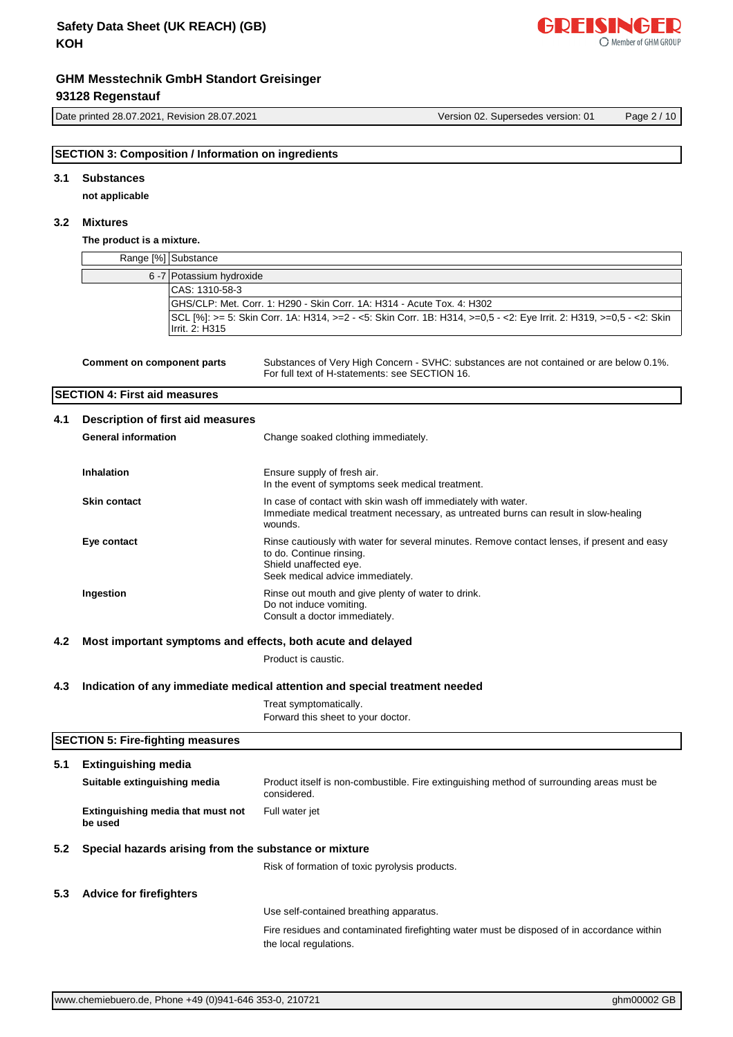## SECTION 3: Composition / Information on ingredients

### 3.1 Substances

**not applicable**

### 3.2 Mixtures

**The product is a mixture.**

| Range [%] | Substance |
|---|---|
| 6 -7 | Potassium hydroxide |
| | CAS: 1310-58-3 |
| | GHS/CLP: Met. Corr. 1: H290 - Skin Corr. 1A: H314 - Acute Tox. 4: H302 |
| | SCL [%]: >= 5: Skin Corr. 1A: H314, >=2 - <5: Skin Corr. 1B: H314, >=0,5 - <2: Eye Irrit. 2: H319, >=0,5 - <2: Skin Irrit. 2: H315 |

**Comment on component parts** Substances of Very High Concern - SVHC: substances are not contained or are below 0.1%. For full text of H-statements: see SECTION 16.

## SECTION 4: First aid measures

### 4.1 Description of first aid measures

**General information**
Change soaked clothing immediately.

**Inhalation**
Ensure supply of fresh air.
In the event of symptoms seek medical treatment.

**Skin contact**
In case of contact with skin wash off immediately with water.
Immediate medical treatment necessary, as untreated burns can result in slow-healing wounds.

**Eye contact**
Rinse cautiously with water for several minutes. Remove contact lenses, if present and easy to do. Continue rinsing.
Shield unaffected eye.
Seek medical advice immediately.

**Ingestion**
Rinse out mouth and give plenty of water to drink.
Do not induce vomiting.
Consult a doctor immediately.

### 4.2 Most important symptoms and effects, both acute and delayed

Product is caustic.

### 4.3 Indication of any immediate medical attention and special treatment needed

Treat symptomatically.
Forward this sheet to your doctor.

## SECTION 5: Fire-fighting measures

### 5.1 Extinguishing media

**Suitable extinguishing media**
Product itself is non-combustible. Fire extinguishing method of surrounding areas must be considered.

**Extinguishing media that must not be used**
Full water jet

### 5.2 Special hazards arising from the substance or mixture

Risk of formation of toxic pyrolysis products.

### 5.3 Advice for firefighters

Use self-contained breathing apparatus.

Fire residues and contaminated firefighting water must be disposed of in accordance within the local regulations.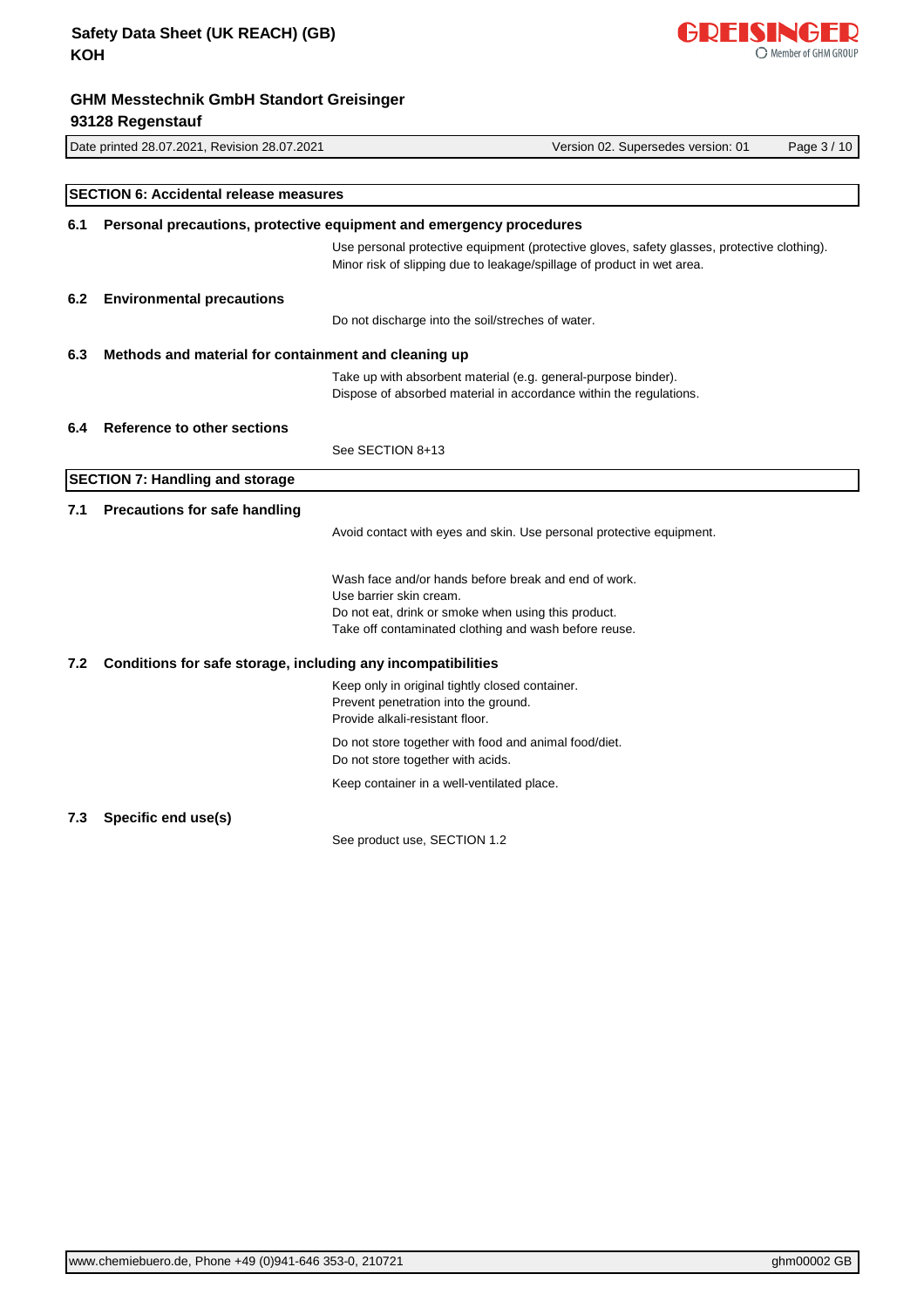## SECTION 6: Accidental release measures

### 6.1 Personal precautions, protective equipment and emergency procedures

Use personal protective equipment (protective gloves, safety glasses, protective clothing).
Minor risk of slipping due to leakage/spillage of product in wet area.

### 6.2 Environmental precautions

Do not discharge into the soil/streches of water.

### 6.3 Methods and material for containment and cleaning up

Take up with absorbent material (e.g. general-purpose binder).
Dispose of absorbed material in accordance within the regulations.

### 6.4 Reference to other sections

See SECTION 8+13

## SECTION 7: Handling and storage

### 7.1 Precautions for safe handling

Avoid contact with eyes and skin. Use personal protective equipment.

Wash face and/or hands before break and end of work.
Use barrier skin cream.
Do not eat, drink or smoke when using this product.
Take off contaminated clothing and wash before reuse.

### 7.2 Conditions for safe storage, including any incompatibilities

Keep only in original tightly closed container.
Prevent penetration into the ground.
Provide alkali-resistant floor.

Do not store together with food and animal food/diet.
Do not store together with acids.

Keep container in a well-ventilated place.

### 7.3 Specific end use(s)

See product use, SECTION 1.2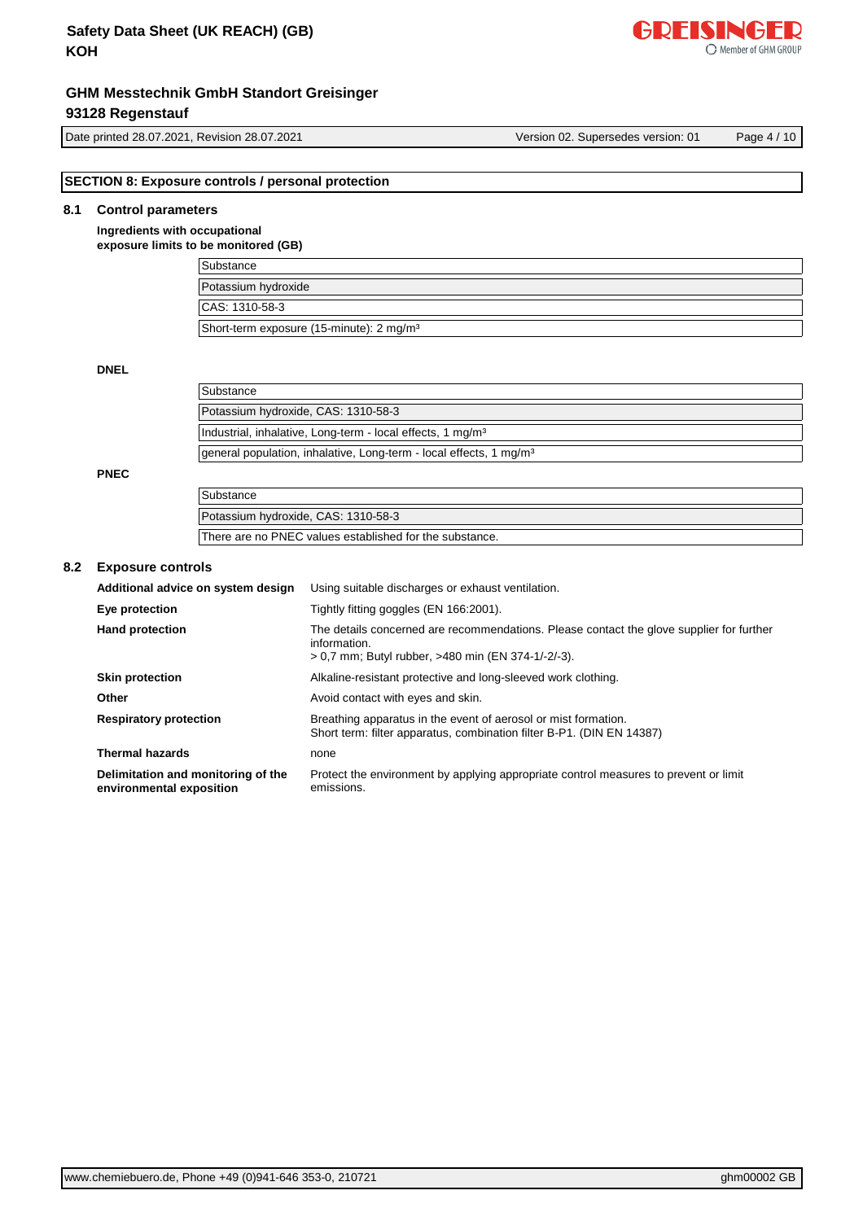## SECTION 8: Exposure controls / personal protection

### 8.1 Control parameters

**Ingredients with occupational exposure limits to be monitored (GB)**

| Substance |
|---|
| Potassium hydroxide |
| CAS: 1310-58-3 |
| Short-term exposure (15-minute): 2 mg/m³ |

**DNEL**

| Substance |
|---|
| Potassium hydroxide, CAS: 1310-58-3 |
| Industrial, inhalative, Long-term - local effects, 1 mg/m³ |
| general population, inhalative, Long-term - local effects, 1 mg/m³ |

**PNEC**

| Substance |
|---|
| Potassium hydroxide, CAS: 1310-58-3 |
| There are no PNEC values established for the substance. |

### 8.2 Exposure controls

**Additional advice on system design**
Using suitable discharges or exhaust ventilation.

**Eye protection**
Tightly fitting goggles (EN 166:2001).

**Hand protection**
The details concerned are recommendations. Please contact the glove supplier for further information.
> 0,7 mm; Butyl rubber, >480 min (EN 374-1/-2/-3).

**Skin protection**
Alkaline-resistant protective and long-sleeved work clothing.

**Other**
Avoid contact with eyes and skin.

**Respiratory protection**
Breathing apparatus in the event of aerosol or mist formation.
Short term: filter apparatus, combination filter B-P1. (DIN EN 14387)

**Thermal hazards**
none

**Delimitation and monitoring of the environmental exposition**
Protect the environment by applying appropriate control measures to prevent or limit emissions.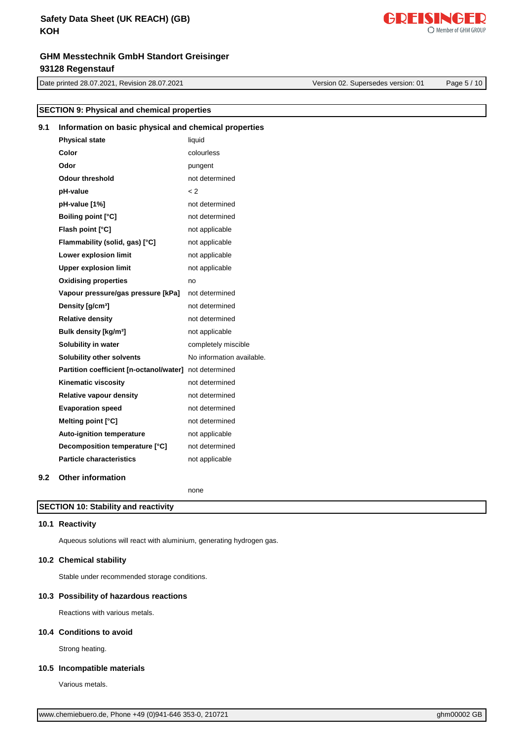## SECTION 9: Physical and chemical properties

### 9.1 Information on basic physical and chemical properties

| | |
|---|---|
| **Physical state** | liquid |
| **Color** | colourless |
| **Odor** | pungent |
| **Odour threshold** | not determined |
| **pH-value** | < 2 |
| **pH-value [1%]** | not determined |
| **Boiling point [°C]** | not determined |
| **Flash point [°C]** | not applicable |
| **Flammability (solid, gas) [°C]** | not applicable |
| **Lower explosion limit** | not applicable |
| **Upper explosion limit** | not applicable |
| **Oxidising properties** | no |
| **Vapour pressure/gas pressure [kPa]** | not determined |
| **Density [g/cm³]** | not determined |
| **Relative density** | not determined |
| **Bulk density [kg/m³]** | not applicable |
| **Solubility in water** | completely miscible |
| **Solubility other solvents** | No information available. |
| **Partition coefficient [n-octanol/water]** | not determined |
| **Kinematic viscosity** | not determined |
| **Relative vapour density** | not determined |
| **Evaporation speed** | not determined |
| **Melting point [°C]** | not determined |
| **Auto-ignition temperature** | not applicable |
| **Decomposition temperature [°C]** | not determined |
| **Particle characteristics** | not applicable |

### 9.2 Other information

none

## SECTION 10: Stability and reactivity

### 10.1 Reactivity

Aqueous solutions will react with aluminium, generating hydrogen gas.

### 10.2 Chemical stability

Stable under recommended storage conditions.

### 10.3 Possibility of hazardous reactions

Reactions with various metals.

### 10.4 Conditions to avoid

Strong heating.

### 10.5 Incompatible materials

Various metals.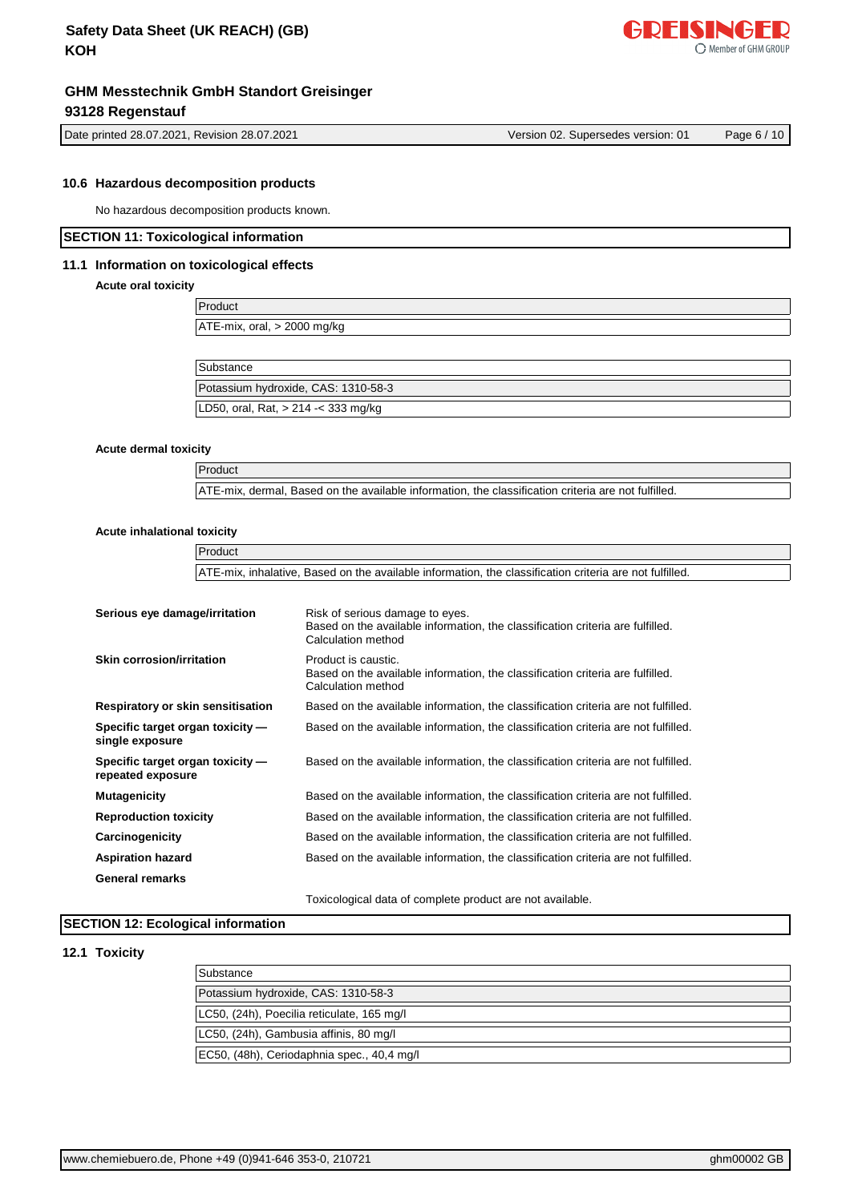### 10.6 Hazardous decomposition products

No hazardous decomposition products known.

## SECTION 11: Toxicological information

### 11.1 Information on toxicological effects

**Acute oral toxicity**

| Product |
|---|
| ATE-mix, oral, > 2000 mg/kg |

| Substance |
|---|
| Potassium hydroxide, CAS: 1310-58-3 |
| LD50, oral, Rat, > 214 -< 333 mg/kg |

**Acute dermal toxicity**

| Product |
|---|
| ATE-mix, dermal, Based on the available information, the classification criteria are not fulfilled. |

**Acute inhalational toxicity**

| Product |
|---|
| ATE-mix, inhalative, Based on the available information, the classification criteria are not fulfilled. |

**Serious eye damage/irritation**
Risk of serious damage to eyes.
Based on the available information, the classification criteria are fulfilled.
Calculation method

**Skin corrosion/irritation**
Product is caustic.
Based on the available information, the classification criteria are fulfilled.
Calculation method

**Respiratory or skin sensitisation**
Based on the available information, the classification criteria are not fulfilled.

**Specific target organ toxicity — single exposure**
Based on the available information, the classification criteria are not fulfilled.

**Specific target organ toxicity — repeated exposure**
Based on the available information, the classification criteria are not fulfilled.

**Mutagenicity**
Based on the available information, the classification criteria are not fulfilled.

**Reproduction toxicity**
Based on the available information, the classification criteria are not fulfilled.

**Carcinogenicity**
Based on the available information, the classification criteria are not fulfilled.

**Aspiration hazard**
Based on the available information, the classification criteria are not fulfilled.

**General remarks**

Toxicological data of complete product are not available.

## SECTION 12: Ecological information

### 12.1 Toxicity

| Substance |
|---|
| Potassium hydroxide, CAS: 1310-58-3 |
| LC50, (24h), Poecilia reticulate, 165 mg/l |
| LC50, (24h), Gambusia affinis, 80 mg/l |
| EC50, (48h), Ceriodaphnia spec., 40,4 mg/l |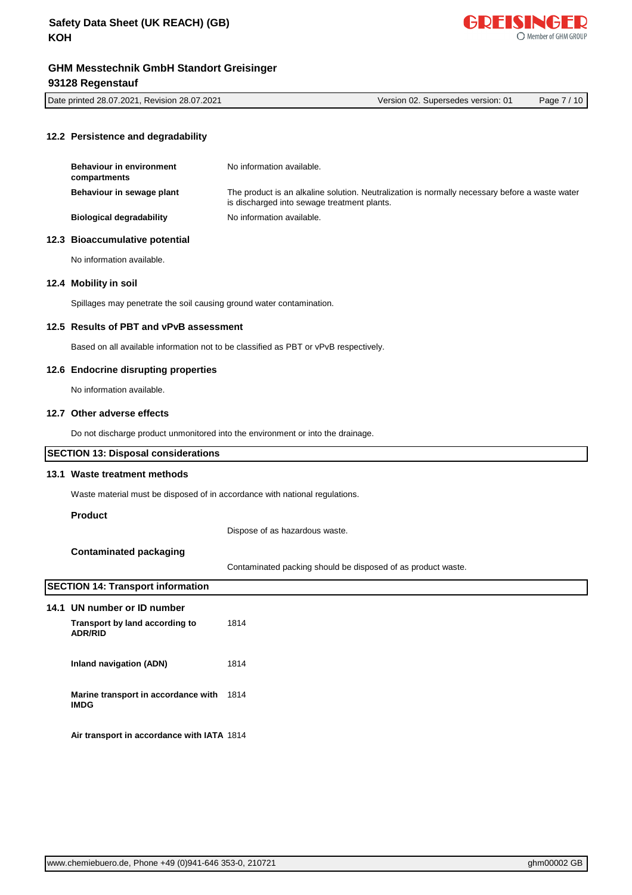### 12.2 Persistence and degradability

| | |
|---|---|
| **Behaviour in environment compartments** | No information available. |
| **Behaviour in sewage plant** | The product is an alkaline solution. Neutralization is normally necessary before a waste water is discharged into sewage treatment plants. |
| **Biological degradability** | No information available. |

### 12.3 Bioaccumulative potential

No information available.

### 12.4 Mobility in soil

Spillages may penetrate the soil causing ground water contamination.

### 12.5 Results of PBT and vPvB assessment

Based on all available information not to be classified as PBT or vPvB respectively.

### 12.6 Endocrine disrupting properties

No information available.

### 12.7 Other adverse effects

Do not discharge product unmonitored into the environment or into the drainage.

## SECTION 13: Disposal considerations

### 13.1 Waste treatment methods

Waste material must be disposed of in accordance with national regulations.

**Product**

Dispose of as hazardous waste.

**Contaminated packaging**

Contaminated packing should be disposed of as product waste.

## SECTION 14: Transport information

### 14.1 UN number or ID number

| | |
|---|---|
| **Transport by land according to ADR/RID** | 1814 |
| **Inland navigation (ADN)** | 1814 |
| **Marine transport in accordance with IMDG** | 1814 |
| **Air transport in accordance with IATA** | 1814 |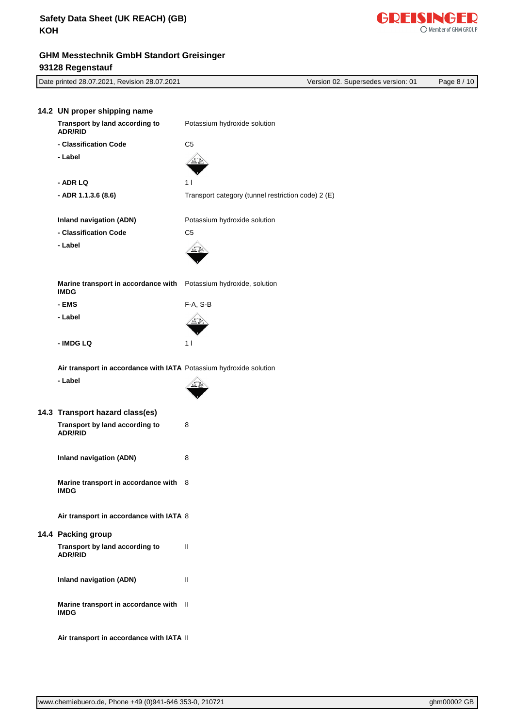### 14.2 UN proper shipping name

| | |
|---|---|
| **Transport by land according to ADR/RID** | Potassium hydroxide solution |
| **- Classification Code** | C5 |
| **- Label** | |
| **- ADR LQ** | 1 l |
| **- ADR 1.1.3.6 (8.6)** | Transport category (tunnel restriction code) 2 (E) |
| **Inland navigation (ADN)** | Potassium hydroxide solution |
| **- Classification Code** | C5 |
| **- Label** | |
| **Marine transport in accordance with IMDG** | Potassium hydroxide, solution |
| **- EMS** | F-A, S-B |
| **- Label** | |
| **- IMDG LQ** | 1 l |
| **Air transport in accordance with IATA** | Potassium hydroxide solution |
| **- Label** | |

### 14.3 Transport hazard class(es)

| | |
|---|---|
| **Transport by land according to ADR/RID** | 8 |
| **Inland navigation (ADN)** | 8 |
| **Marine transport in accordance with IMDG** | 8 |
| **Air transport in accordance with IATA** | 8 |

### 14.4 Packing group

| | |
|---|---|
| **Transport by land according to ADR/RID** | II |
| **Inland navigation (ADN)** | II |
| **Marine transport in accordance with IMDG** | II |
| **Air transport in accordance with IATA** | II |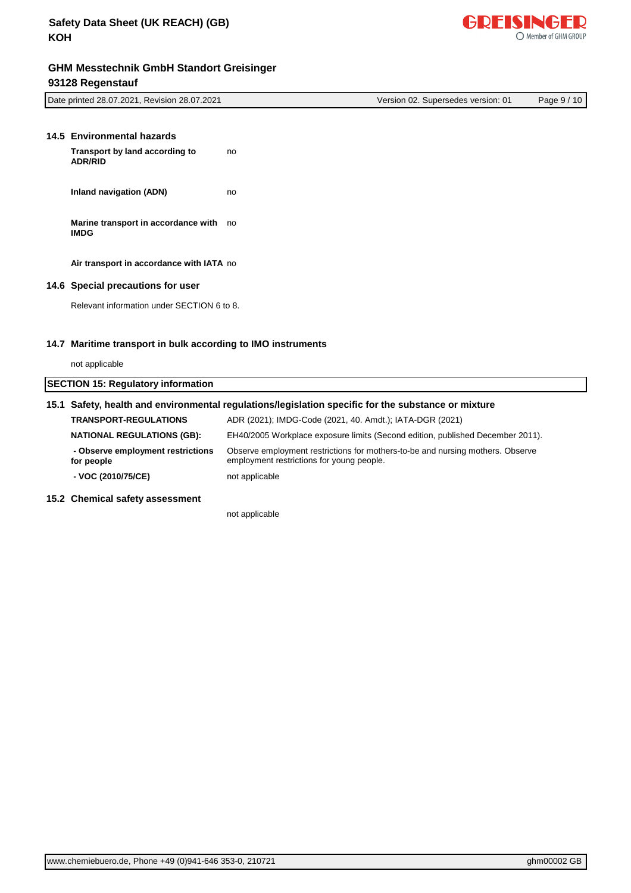### 14.5 Environmental hazards

| | |
|---|---|
| **Transport by land according to ADR/RID** | no |
| **Inland navigation (ADN)** | no |
| **Marine transport in accordance with IMDG** | no |
| **Air transport in accordance with IATA** | no |

### 14.6 Special precautions for user

Relevant information under SECTION 6 to 8.

### 14.7 Maritime transport in bulk according to IMO instruments

not applicable

## SECTION 15: Regulatory information

### 15.1 Safety, health and environmental regulations/legislation specific for the substance or mixture

| | |
|---|---|
| **TRANSPORT-REGULATIONS** | ADR (2021); IMDG-Code (2021, 40. Amdt.); IATA-DGR (2021) |
| **NATIONAL REGULATIONS (GB):** | EH40/2005 Workplace exposure limits (Second edition, published December 2011). |
| **- Observe employment restrictions for people** | Observe employment restrictions for mothers-to-be and nursing mothers. Observe employment restrictions for young people. |
| **- VOC (2010/75/CE)** | not applicable |

### 15.2 Chemical safety assessment

not applicable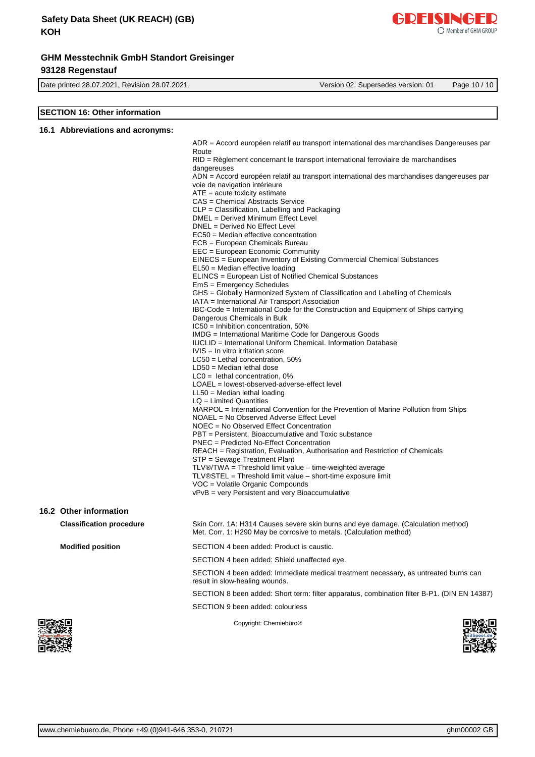## SECTION 16: Other information

### 16.1 Abbreviations and acronyms:

ADR = Accord européen relatif au transport international des marchandises Dangereuses par Route
RID = Règlement concernant le transport international ferroviaire de marchandises dangereuses
ADN = Accord européen relatif au transport international des marchandises dangereuses par voie de navigation intérieure
ATE = acute toxicity estimate
CAS = Chemical Abstracts Service
CLP = Classification, Labelling and Packaging
DMEL = Derived Minimum Effect Level
DNEL = Derived No Effect Level
EC50 = Median effective concentration
ECB = European Chemicals Bureau
EEC = European Economic Community
EINECS = European Inventory of Existing Commercial Chemical Substances
EL50 = Median effective loading
ELINCS = European List of Notified Chemical Substances
EmS = Emergency Schedules
GHS = Globally Harmonized System of Classification and Labelling of Chemicals
IATA = International Air Transport Association
IBC-Code = International Code for the Construction and Equipment of Ships carrying Dangerous Chemicals in Bulk
IC50 = Inhibition concentration, 50%
IMDG = International Maritime Code for Dangerous Goods
IUCLID = International Uniform ChemicaL Information Database
IVIS = In vitro irritation score
LC50 = Lethal concentration, 50%
LD50 = Median lethal dose
LC0 = lethal concentration, 0%
LOAEL = lowest-observed-adverse-effect level
LL50 = Median lethal loading
LQ = Limited Quantities
MARPOL = International Convention for the Prevention of Marine Pollution from Ships
NOAEL = No Observed Adverse Effect Level
NOEC = No Observed Effect Concentration
PBT = Persistent, Bioaccumulative and Toxic substance
PNEC = Predicted No-Effect Concentration
REACH = Registration, Evaluation, Authorisation and Restriction of Chemicals
STP = Sewage Treatment Plant
TLV®/TWA = Threshold limit value – time-weighted average
TLV®STEL = Threshold limit value – short-time exposure limit
VOC = Volatile Organic Compounds
vPvB = very Persistent and very Bioaccumulative

### 16.2 Other information

**Classification procedure**

Skin Corr. 1A: H314 Causes severe skin burns and eye damage. (Calculation method)
Met. Corr. 1: H290 May be corrosive to metals. (Calculation method)

**Modified position**

SECTION 4 been added: Product is caustic.

SECTION 4 been added: Shield unaffected eye.

SECTION 4 been added: Immediate medical treatment necessary, as untreated burns can result in slow-healing wounds.

SECTION 8 been added: Short term: filter apparatus, combination filter B-P1. (DIN EN 14387)

SECTION 9 been added: colourless

Copyright: Chemiebüro®